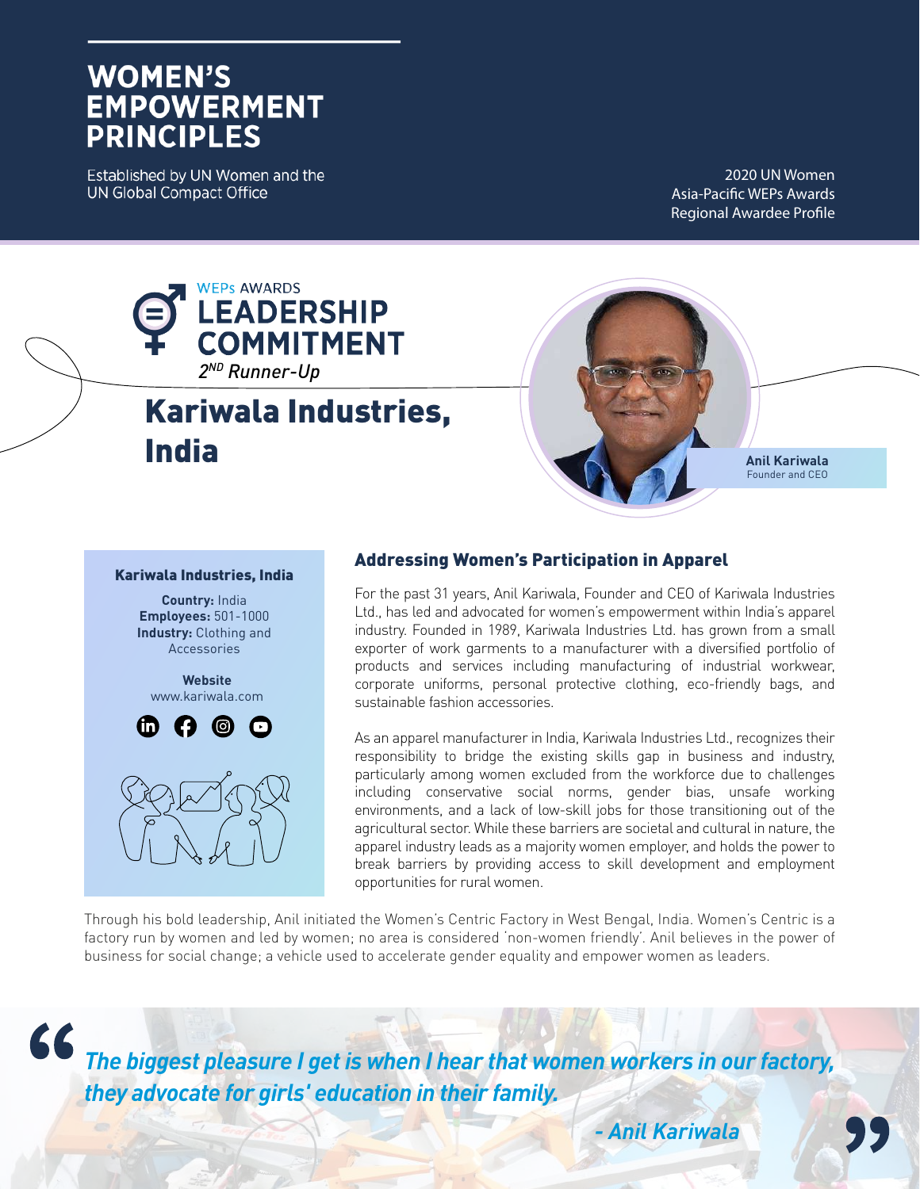# WOMEN'S EMPOWERMENT PRINCIPLES

Established by UN Women and the UN Global Compact Office

2020 UN Women
Asia-Pacific WEPs Awards
Regional Awardee Profile

WEPs AWARDS
**LEADERSHIP COMMITMENT**
*2ND Runner-Up*

# Kariwala Industries, India

**Anil Kariwala**
Founder and CEO

**Kariwala Industries, India**

**Country:** India
**Employees:** 501-1000
**Industry:** Clothing and Accessories

**Website**
www.kariwala.com

## Addressing Women's Participation in Apparel

For the past 31 years, Anil Kariwala, Founder and CEO of Kariwala Industries Ltd., has led and advocated for women's empowerment within India's apparel industry. Founded in 1989, Kariwala Industries Ltd. has grown from a small exporter of work garments to a manufacturer with a diversified portfolio of products and services including manufacturing of industrial workwear, corporate uniforms, personal protective clothing, eco-friendly bags, and sustainable fashion accessories.

As an apparel manufacturer in India, Kariwala Industries Ltd., recognizes their responsibility to bridge the existing skills gap in business and industry, particularly among women excluded from the workforce due to challenges including conservative social norms, gender bias, unsafe working environments, and a lack of low-skill jobs for those transitioning out of the agricultural sector. While these barriers are societal and cultural in nature, the apparel industry leads as a majority women employer, and holds the power to break barriers by providing access to skill development and employment opportunities for rural women.

Through his bold leadership, Anil initiated the Women's Centric Factory in West Bengal, India. Women's Centric is a factory run by women and led by women; no area is considered 'non-women friendly'. Anil believes in the power of business for social change; a vehicle used to accelerate gender equality and empower women as leaders.

> *The biggest pleasure I get is when I hear that women workers in our factory, they advocate for girls' education in their family.*
>
> *- Anil Kariwala*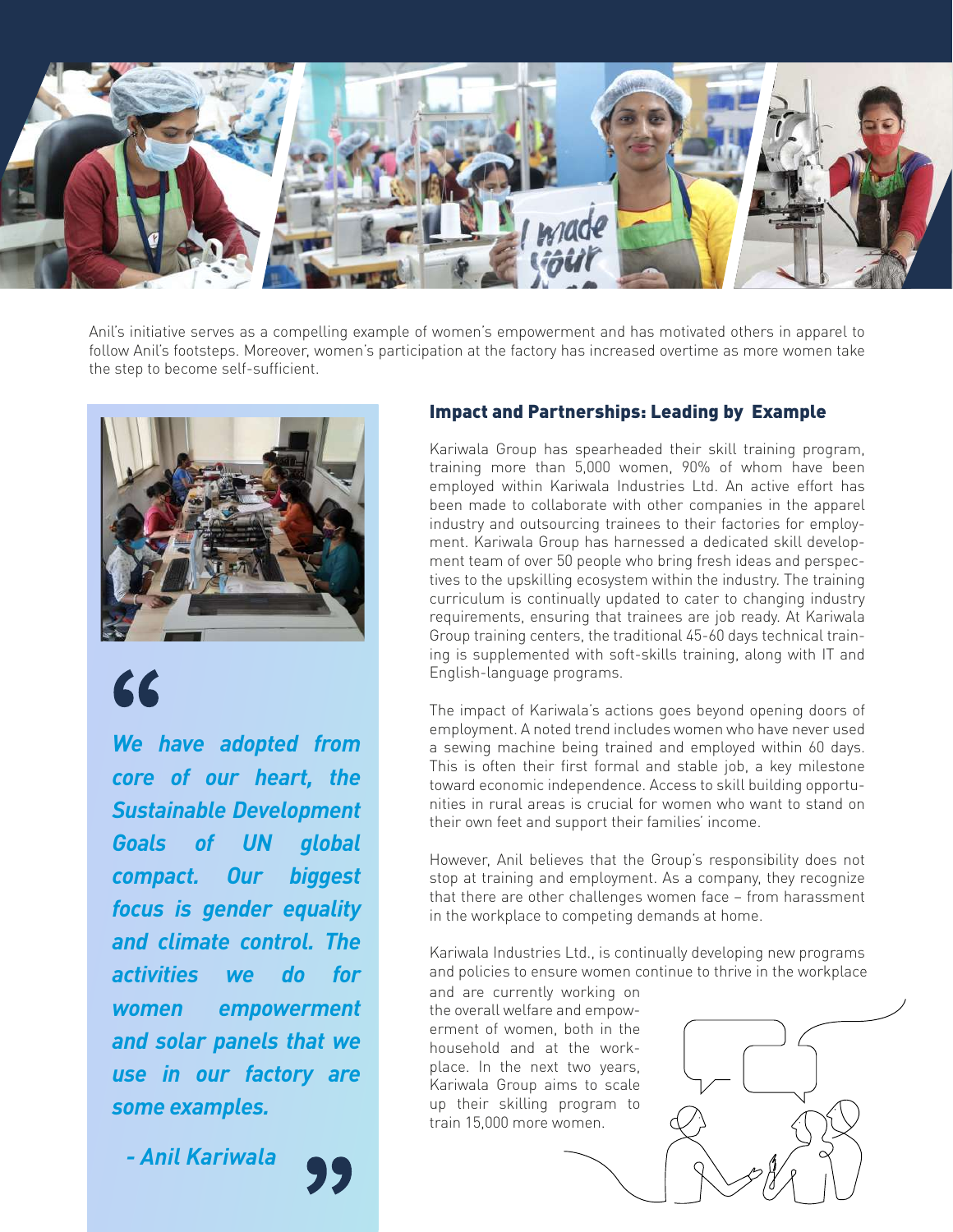Anil's initiative serves as a compelling example of women's empowerment and has motivated others in apparel to follow Anil's footsteps. Moreover, women's participation at the factory has increased overtime as more women take the step to become self-sufficient.

> ***We have adopted from core of our heart, the Sustainable Development Goals of UN global compact. Our biggest focus is gender equality and climate control. The activities we do for women empowerment and solar panels that we use in our factory are some examples.***
>
> ***- Anil Kariwala***

## Impact and Partnerships: Leading by Example

Kariwala Group has spearheaded their skill training program, training more than 5,000 women, 90% of whom have been employed within Kariwala Industries Ltd. An active effort has been made to collaborate with other companies in the apparel industry and outsourcing trainees to their factories for employment. Kariwala Group has harnessed a dedicated skill development team of over 50 people who bring fresh ideas and perspectives to the upskilling ecosystem within the industry. The training curriculum is continually updated to cater to changing industry requirements, ensuring that trainees are job ready. At Kariwala Group training centers, the traditional 45-60 days technical training is supplemented with soft-skills training, along with IT and English-language programs.

The impact of Kariwala's actions goes beyond opening doors of employment. A noted trend includes women who have never used a sewing machine being trained and employed within 60 days. This is often their first formal and stable job, a key milestone toward economic independence. Access to skill building opportunities in rural areas is crucial for women who want to stand on their own feet and support their families' income.

However, Anil believes that the Group's responsibility does not stop at training and employment. As a company, they recognize that there are other challenges women face – from harassment in the workplace to competing demands at home.

Kariwala Industries Ltd., is continually developing new programs and policies to ensure women continue to thrive in the workplace and are currently working on the overall welfare and empowerment of women, both in the household and at the workplace. In the next two years, Kariwala Group aims to scale up their skilling program to train 15,000 more women.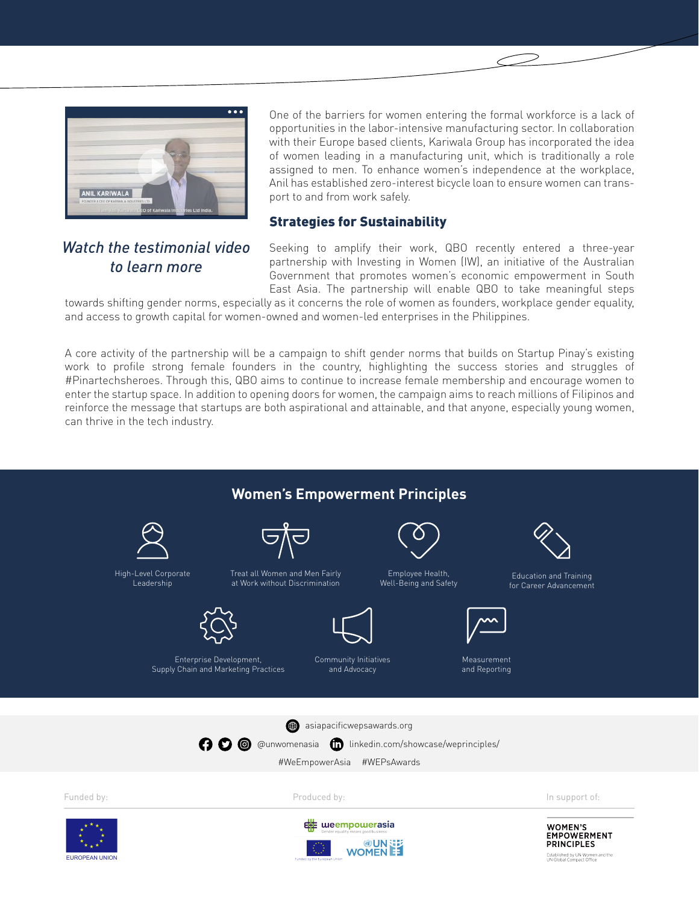One of the barriers for women entering the formal workforce is a lack of opportunities in the labor-intensive manufacturing sector. In collaboration with their Europe based clients, Kariwala Group has incorporated the idea of women leading in a manufacturing unit, which is traditionally a role assigned to men. To enhance women's independence at the workplace, Anil has established zero-interest bicycle loan to ensure women can transport to and from work safely.

*Watch the testimonial video to learn more*

## Strategies for Sustainability

Seeking to amplify their work, QBO recently entered a three-year partnership with Investing in Women (IW), an initiative of the Australian Government that promotes women's economic empowerment in South East Asia. The partnership will enable QBO to take meaningful steps towards shifting gender norms, especially as it concerns the role of women as founders, workplace gender equality, and access to growth capital for women-owned and women-led enterprises in the Philippines.

A core activity of the partnership will be a campaign to shift gender norms that builds on Startup Pinay's existing work to profile strong female founders in the country, highlighting the success stories and struggles of #Pinartechsheroes. Through this, QBO aims to continue to increase female membership and encourage women to enter the startup space. In addition to opening doors for women, the campaign aims to reach millions of Filipinos and reinforce the message that startups are both aspirational and attainable, and that anyone, especially young women, can thrive in the tech industry.

## Women's Empowerment Principles

- High-Level Corporate Leadership
- Treat all Women and Men Fairly at Work without Discrimination
- Employee Health, Well-Being and Safety
- Education and Training for Career Advancement
- Enterprise Development, Supply Chain and Marketing Practices
- Community Initiatives and Advocacy
- Measurement and Reporting

asiapacificwepsawards.org

@unwomenasia linkedin.com/showcase/weprinciples/

#WeEmpowerAsia #WEPsAwards

Funded by: EUROPEAN UNION

Produced by: weempowerasia, UN WOMEN

In support of: WOMEN'S EMPOWERMENT PRINCIPLES